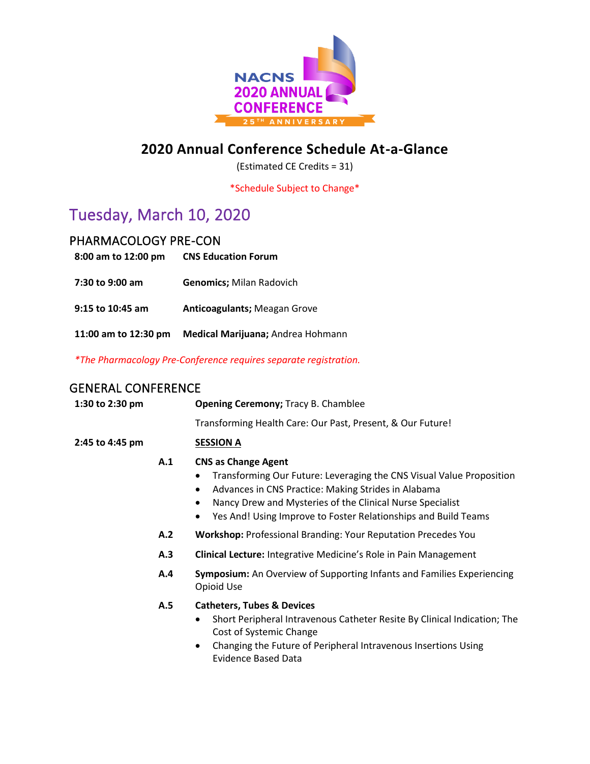NACNS 2020 ANNUAL CONFERENCE
25TH ANNIVERSARY

# 2020 Annual Conference Schedule At-a-Glance

(Estimated CE Credits = 31)

*Schedule Subject to Change*

## Tuesday, March 10, 2020

### PHARMACOLOGY PRE-CON

**8:00 am to 12:00 pm** **CNS Education Forum**

**7:30 to 9:00 am** **Genomics;** Milan Radovich

**9:15 to 10:45 am** **Anticoagulants;** Meagan Grove

**11:00 am to 12:30 pm** **Medical Marijuana;** Andrea Hohmann

*\*The Pharmacology Pre-Conference requires separate registration.*

### GENERAL CONFERENCE

**1:30 to 2:30 pm** **Opening Ceremony;** Tracy B. Chamblee

Transforming Health Care: Our Past, Present, & Our Future!

**2:45 to 4:45 pm** **SESSION A**

**A.1** **CNS as Change Agent**

- Transforming Our Future: Leveraging the CNS Visual Value Proposition
- Advances in CNS Practice: Making Strides in Alabama
- Nancy Drew and Mysteries of the Clinical Nurse Specialist
- Yes And! Using Improve to Foster Relationships and Build Teams

**A.2** **Workshop:** Professional Branding: Your Reputation Precedes You

**A.3** **Clinical Lecture:** Integrative Medicine's Role in Pain Management

**A.4** **Symposium:** An Overview of Supporting Infants and Families Experiencing Opioid Use

**A.5** **Catheters, Tubes & Devices**

- Short Peripheral Intravenous Catheter Resite By Clinical Indication; The Cost of Systemic Change
- Changing the Future of Peripheral Intravenous Insertions Using Evidence Based Data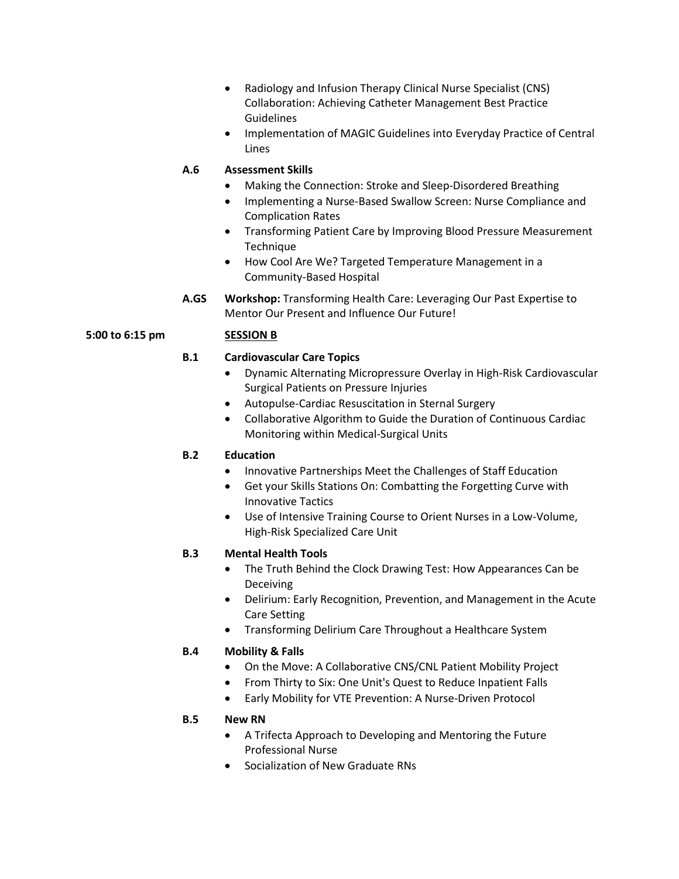- Radiology and Infusion Therapy Clinical Nurse Specialist (CNS) Collaboration: Achieving Catheter Management Best Practice Guidelines
- Implementation of MAGIC Guidelines into Everyday Practice of Central Lines

**A.6 Assessment Skills**

- Making the Connection: Stroke and Sleep-Disordered Breathing
- Implementing a Nurse-Based Swallow Screen: Nurse Compliance and Complication Rates
- Transforming Patient Care by Improving Blood Pressure Measurement Technique
- How Cool Are We? Targeted Temperature Management in a Community-Based Hospital

**A.GS** **Workshop:** Transforming Health Care: Leveraging Our Past Expertise to Mentor Our Present and Influence Our Future!

**5:00 to 6:15 pm** **SESSION B**

**B.1 Cardiovascular Care Topics**

- Dynamic Alternating Micropressure Overlay in High-Risk Cardiovascular Surgical Patients on Pressure Injuries
- Autopulse-Cardiac Resuscitation in Sternal Surgery
- Collaborative Algorithm to Guide the Duration of Continuous Cardiac Monitoring within Medical-Surgical Units

**B.2 Education**

- Innovative Partnerships Meet the Challenges of Staff Education
- Get your Skills Stations On: Combatting the Forgetting Curve with Innovative Tactics
- Use of Intensive Training Course to Orient Nurses in a Low-Volume, High-Risk Specialized Care Unit

**B.3 Mental Health Tools**

- The Truth Behind the Clock Drawing Test: How Appearances Can be Deceiving
- Delirium: Early Recognition, Prevention, and Management in the Acute Care Setting
- Transforming Delirium Care Throughout a Healthcare System

**B.4 Mobility & Falls**

- On the Move: A Collaborative CNS/CNL Patient Mobility Project
- From Thirty to Six: One Unit's Quest to Reduce Inpatient Falls
- Early Mobility for VTE Prevention: A Nurse-Driven Protocol

**B.5 New RN**

- A Trifecta Approach to Developing and Mentoring the Future Professional Nurse
- Socialization of New Graduate RNs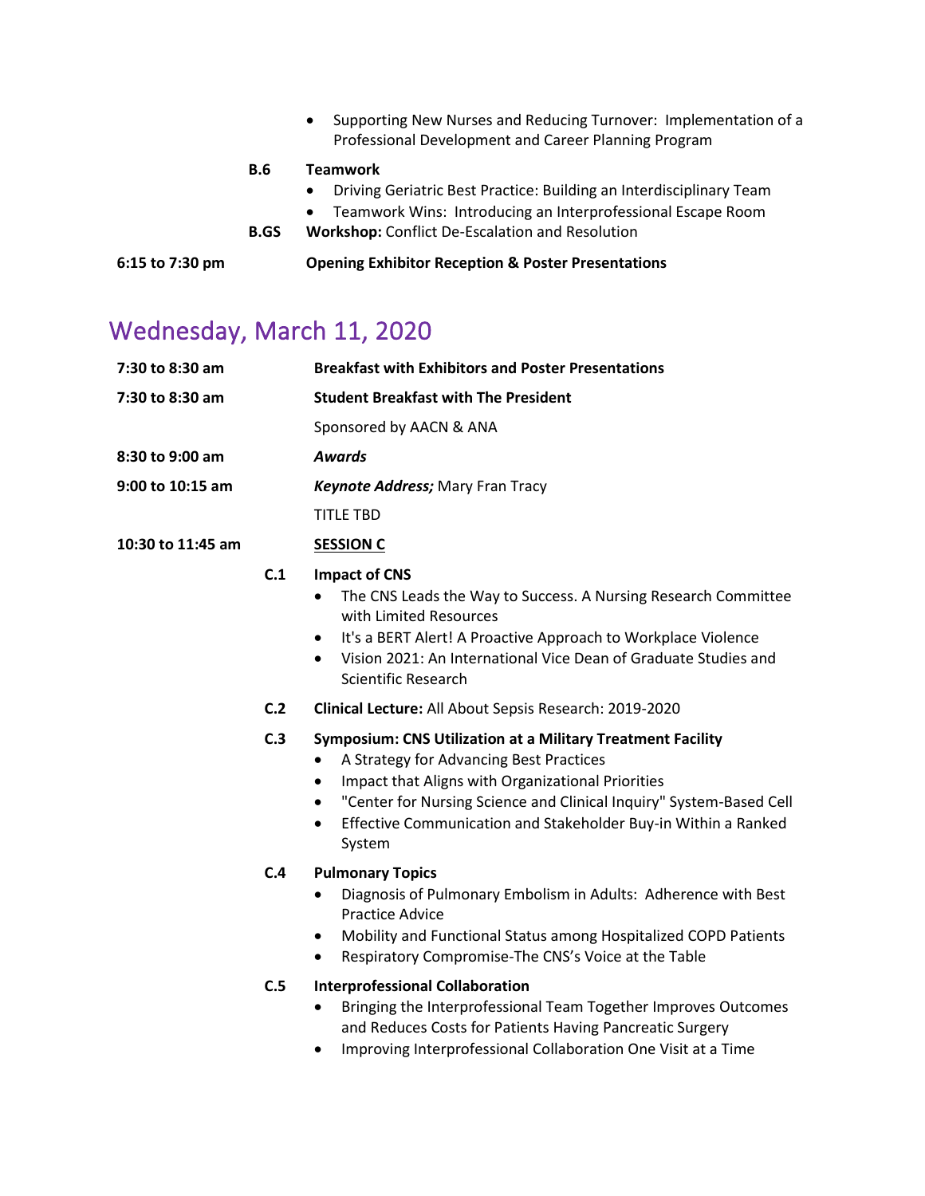- Supporting New Nurses and Reducing Turnover: Implementation of a Professional Development and Career Planning Program

**B.6** **Teamwork**

- Driving Geriatric Best Practice: Building an Interdisciplinary Team
- Teamwork Wins: Introducing an Interprofessional Escape Room

**B.GS** **Workshop:** Conflict De-Escalation and Resolution

**6:15 to 7:30 pm** **Opening Exhibitor Reception & Poster Presentations**

## Wednesday, March 11, 2020

**7:30 to 8:30 am** **Breakfast with Exhibitors and Poster Presentations**

**7:30 to 8:30 am** **Student Breakfast with The President**

Sponsored by AACN & ANA

**8:30 to 9:00 am** ***Awards***

**9:00 to 10:15 am** ***Keynote Address;*** Mary Fran Tracy

TITLE TBD

**10:30 to 11:45 am** **SESSION C**

**C.1** **Impact of CNS**

- The CNS Leads the Way to Success. A Nursing Research Committee with Limited Resources
- It's a BERT Alert! A Proactive Approach to Workplace Violence
- Vision 2021: An International Vice Dean of Graduate Studies and Scientific Research

**C.2** **Clinical Lecture:** All About Sepsis Research: 2019-2020

**C.3** **Symposium: CNS Utilization at a Military Treatment Facility**

- A Strategy for Advancing Best Practices
- Impact that Aligns with Organizational Priorities
- "Center for Nursing Science and Clinical Inquiry" System-Based Cell
- Effective Communication and Stakeholder Buy-in Within a Ranked System

**C.4** **Pulmonary Topics**

- Diagnosis of Pulmonary Embolism in Adults: Adherence with Best Practice Advice
- Mobility and Functional Status among Hospitalized COPD Patients
- Respiratory Compromise-The CNS's Voice at the Table

**C.5** **Interprofessional Collaboration**

- Bringing the Interprofessional Team Together Improves Outcomes and Reduces Costs for Patients Having Pancreatic Surgery
- Improving Interprofessional Collaboration One Visit at a Time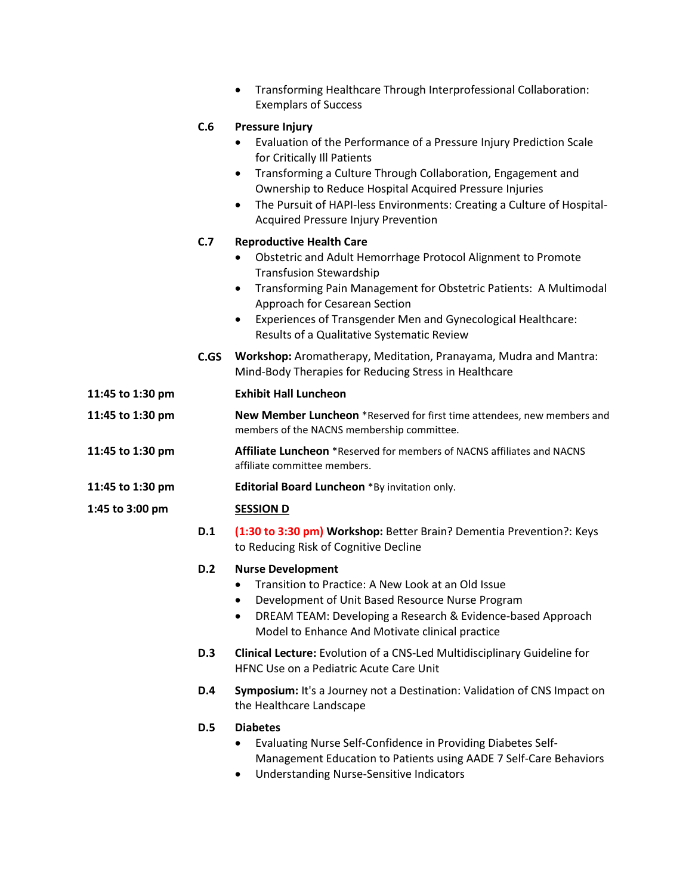- Transforming Healthcare Through Interprofessional Collaboration: Exemplars of Success

**C.6** **Pressure Injury**

- Evaluation of the Performance of a Pressure Injury Prediction Scale for Critically Ill Patients
- Transforming a Culture Through Collaboration, Engagement and Ownership to Reduce Hospital Acquired Pressure Injuries
- The Pursuit of HAPI-less Environments: Creating a Culture of Hospital-Acquired Pressure Injury Prevention

**C.7** **Reproductive Health Care**

- Obstetric and Adult Hemorrhage Protocol Alignment to Promote Transfusion Stewardship
- Transforming Pain Management for Obstetric Patients: A Multimodal Approach for Cesarean Section
- Experiences of Transgender Men and Gynecological Healthcare: Results of a Qualitative Systematic Review

**C.GS** **Workshop:** Aromatherapy, Meditation, Pranayama, Mudra and Mantra: Mind-Body Therapies for Reducing Stress in Healthcare

**11:45 to 1:30 pm** **Exhibit Hall Luncheon**

**11:45 to 1:30 pm** **New Member Luncheon** *Reserved for first time attendees, new members and members of the NACNS membership committee.

**11:45 to 1:30 pm** **Affiliate Luncheon** *Reserved for members of NACNS affiliates and NACNS affiliate committee members.

**11:45 to 1:30 pm** **Editorial Board Luncheon** *By invitation only.

**1:45 to 3:00 pm** **SESSION D**

**D.1** **(1:30 to 3:30 pm)** **Workshop:** Better Brain? Dementia Prevention?: Keys to Reducing Risk of Cognitive Decline

**D.2** **Nurse Development**

- Transition to Practice: A New Look at an Old Issue
- Development of Unit Based Resource Nurse Program
- DREAM TEAM: Developing a Research & Evidence-based Approach Model to Enhance And Motivate clinical practice

**D.3** **Clinical Lecture:** Evolution of a CNS-Led Multidisciplinary Guideline for HFNC Use on a Pediatric Acute Care Unit

**D.4** **Symposium:** It's a Journey not a Destination: Validation of CNS Impact on the Healthcare Landscape

**D.5** **Diabetes**

- Evaluating Nurse Self-Confidence in Providing Diabetes Self-Management Education to Patients using AADE 7 Self-Care Behaviors
- Understanding Nurse-Sensitive Indicators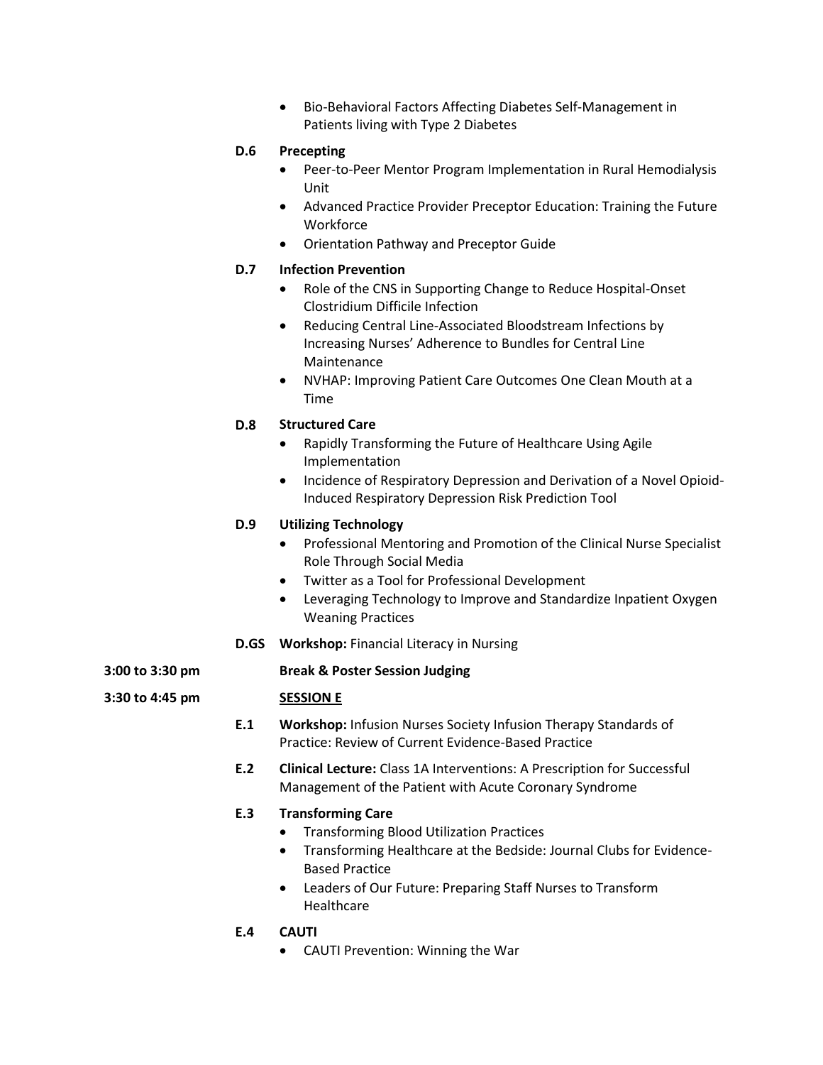- Bio-Behavioral Factors Affecting Diabetes Self-Management in Patients living with Type 2 Diabetes

**D.6 Precepting**

- Peer-to-Peer Mentor Program Implementation in Rural Hemodialysis Unit
- Advanced Practice Provider Preceptor Education: Training the Future Workforce
- Orientation Pathway and Preceptor Guide

**D.7 Infection Prevention**

- Role of the CNS in Supporting Change to Reduce Hospital-Onset Clostridium Difficile Infection
- Reducing Central Line-Associated Bloodstream Infections by Increasing Nurses' Adherence to Bundles for Central Line Maintenance
- NVHAP: Improving Patient Care Outcomes One Clean Mouth at a Time

**D.8 Structured Care**

- Rapidly Transforming the Future of Healthcare Using Agile Implementation
- Incidence of Respiratory Depression and Derivation of a Novel Opioid-Induced Respiratory Depression Risk Prediction Tool

**D.9 Utilizing Technology**

- Professional Mentoring and Promotion of the Clinical Nurse Specialist Role Through Social Media
- Twitter as a Tool for Professional Development
- Leveraging Technology to Improve and Standardize Inpatient Oxygen Weaning Practices

**D.GS Workshop:** Financial Literacy in Nursing

**3:00 to 3:30 pm** **Break & Poster Session Judging**

**3:30 to 4:45 pm** **SESSION E**

**E.1 Workshop:** Infusion Nurses Society Infusion Therapy Standards of Practice: Review of Current Evidence-Based Practice

**E.2 Clinical Lecture:** Class 1A Interventions: A Prescription for Successful Management of the Patient with Acute Coronary Syndrome

**E.3 Transforming Care**

- Transforming Blood Utilization Practices
- Transforming Healthcare at the Bedside: Journal Clubs for Evidence-Based Practice
- Leaders of Our Future: Preparing Staff Nurses to Transform Healthcare

**E.4 CAUTI**

- CAUTI Prevention: Winning the War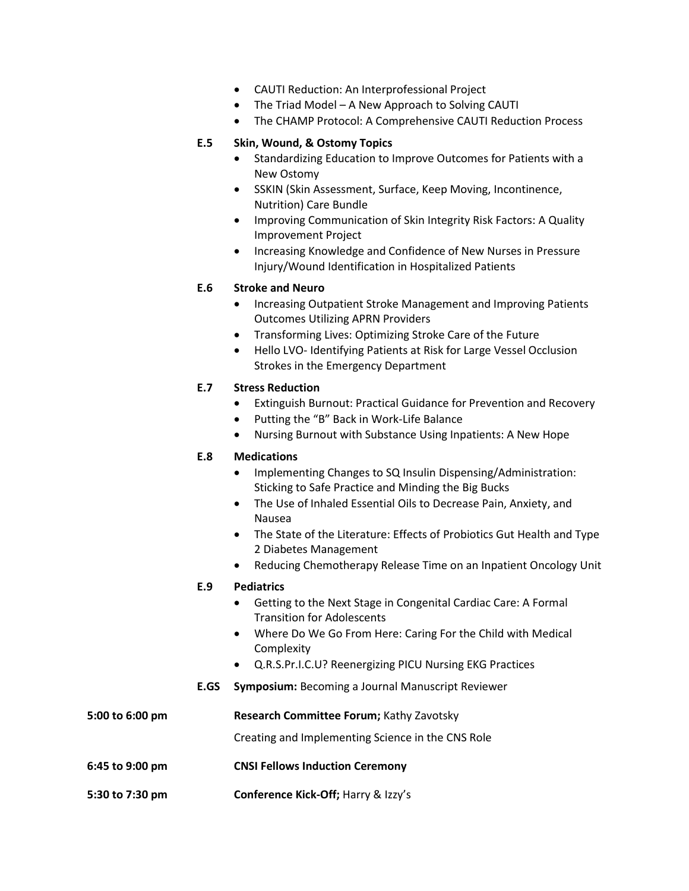- CAUTI Reduction: An Interprofessional Project
- The Triad Model – A New Approach to Solving CAUTI
- The CHAMP Protocol: A Comprehensive CAUTI Reduction Process

**E.5 Skin, Wound, & Ostomy Topics**

- Standardizing Education to Improve Outcomes for Patients with a New Ostomy
- SSKIN (Skin Assessment, Surface, Keep Moving, Incontinence, Nutrition) Care Bundle
- Improving Communication of Skin Integrity Risk Factors: A Quality Improvement Project
- Increasing Knowledge and Confidence of New Nurses in Pressure Injury/Wound Identification in Hospitalized Patients

**E.6 Stroke and Neuro**

- Increasing Outpatient Stroke Management and Improving Patients Outcomes Utilizing APRN Providers
- Transforming Lives: Optimizing Stroke Care of the Future
- Hello LVO- Identifying Patients at Risk for Large Vessel Occlusion Strokes in the Emergency Department

**E.7 Stress Reduction**

- Extinguish Burnout: Practical Guidance for Prevention and Recovery
- Putting the "B" Back in Work-Life Balance
- Nursing Burnout with Substance Using Inpatients: A New Hope

**E.8 Medications**

- Implementing Changes to SQ Insulin Dispensing/Administration: Sticking to Safe Practice and Minding the Big Bucks
- The Use of Inhaled Essential Oils to Decrease Pain, Anxiety, and Nausea
- The State of the Literature: Effects of Probiotics Gut Health and Type 2 Diabetes Management
- Reducing Chemotherapy Release Time on an Inpatient Oncology Unit

**E.9 Pediatrics**

- Getting to the Next Stage in Congenital Cardiac Care: A Formal Transition for Adolescents
- Where Do We Go From Here: Caring For the Child with Medical Complexity
- Q.R.S.Pr.I.C.U? Reenergizing PICU Nursing EKG Practices

**E.GS Symposium:** Becoming a Journal Manuscript Reviewer

**5:00 to 6:00 pm** **Research Committee Forum;** Kathy Zavotsky

Creating and Implementing Science in the CNS Role

**6:45 to 9:00 pm** **CNSI Fellows Induction Ceremony**

**5:30 to 7:30 pm** **Conference Kick-Off;** Harry & Izzy's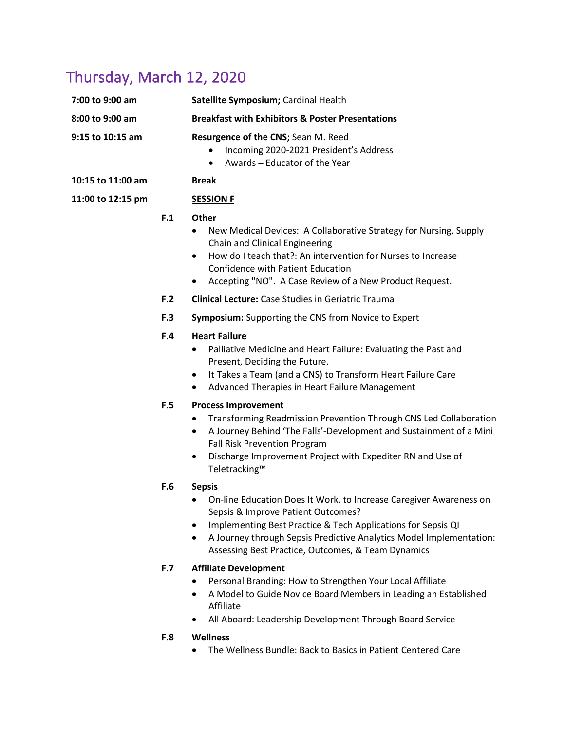## Thursday, March 12, 2020

**7:00 to 9:00 am** — **Satellite Symposium;** Cardinal Health

**8:00 to 9:00 am** — **Breakfast with Exhibitors & Poster Presentations**

**9:15 to 10:15 am** — **Resurgence of the CNS;** Sean M. Reed

- Incoming 2020-2021 President's Address
- Awards – Educator of the Year

**10:15 to 11:00 am** — **Break**

**11:00 to 12:15 pm** — **SESSION F**

**F.1 Other**

- New Medical Devices: A Collaborative Strategy for Nursing, Supply Chain and Clinical Engineering
- How do I teach that?: An intervention for Nurses to Increase Confidence with Patient Education
- Accepting "NO". A Case Review of a New Product Request.

**F.2 Clinical Lecture:** Case Studies in Geriatric Trauma

**F.3 Symposium:** Supporting the CNS from Novice to Expert

**F.4 Heart Failure**

- Palliative Medicine and Heart Failure: Evaluating the Past and Present, Deciding the Future.
- It Takes a Team (and a CNS) to Transform Heart Failure Care
- Advanced Therapies in Heart Failure Management

**F.5 Process Improvement**

- Transforming Readmission Prevention Through CNS Led Collaboration
- A Journey Behind 'The Falls'-Development and Sustainment of a Mini Fall Risk Prevention Program
- Discharge Improvement Project with Expediter RN and Use of Teletracking™

**F.6 Sepsis**

- On-line Education Does It Work, to Increase Caregiver Awareness on Sepsis & Improve Patient Outcomes?
- Implementing Best Practice & Tech Applications for Sepsis QI
- A Journey through Sepsis Predictive Analytics Model Implementation: Assessing Best Practice, Outcomes, & Team Dynamics

**F.7 Affiliate Development**

- Personal Branding: How to Strengthen Your Local Affiliate
- A Model to Guide Novice Board Members in Leading an Established Affiliate
- All Aboard: Leadership Development Through Board Service

**F.8 Wellness**

- The Wellness Bundle: Back to Basics in Patient Centered Care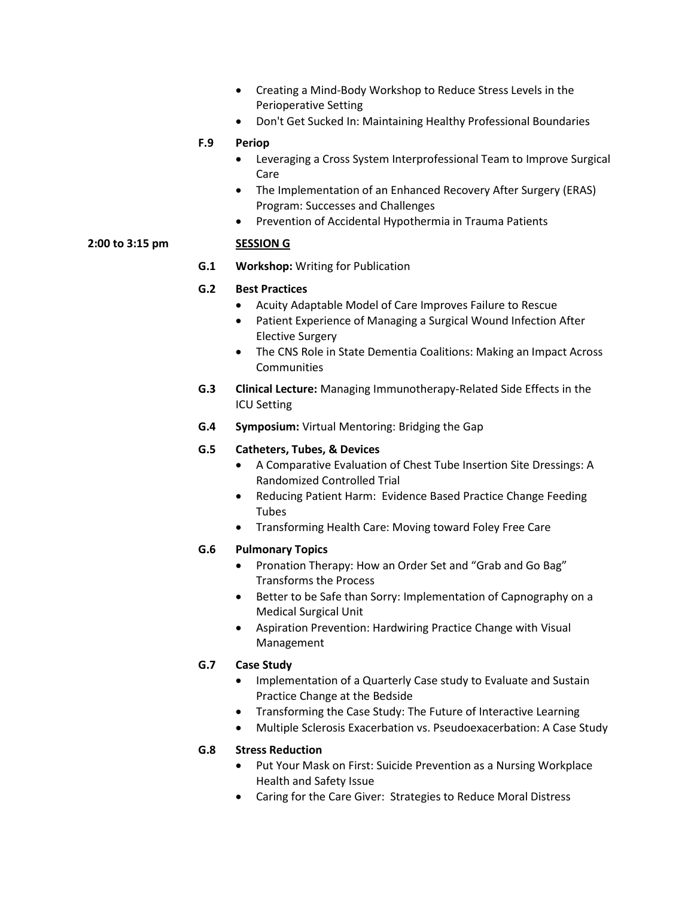- Creating a Mind-Body Workshop to Reduce Stress Levels in the Perioperative Setting
- Don't Get Sucked In: Maintaining Healthy Professional Boundaries

**F.9 Periop**

- Leveraging a Cross System Interprofessional Team to Improve Surgical Care
- The Implementation of an Enhanced Recovery After Surgery (ERAS) Program: Successes and Challenges
- Prevention of Accidental Hypothermia in Trauma Patients

**2:00 to 3:15 pm** **SESSION G**

**G.1 Workshop:** Writing for Publication

**G.2 Best Practices**

- Acuity Adaptable Model of Care Improves Failure to Rescue
- Patient Experience of Managing a Surgical Wound Infection After Elective Surgery
- The CNS Role in State Dementia Coalitions: Making an Impact Across Communities

**G.3 Clinical Lecture:** Managing Immunotherapy-Related Side Effects in the ICU Setting

**G.4 Symposium:** Virtual Mentoring: Bridging the Gap

**G.5 Catheters, Tubes, & Devices**

- A Comparative Evaluation of Chest Tube Insertion Site Dressings: A Randomized Controlled Trial
- Reducing Patient Harm: Evidence Based Practice Change Feeding Tubes
- Transforming Health Care: Moving toward Foley Free Care

**G.6 Pulmonary Topics**

- Pronation Therapy: How an Order Set and "Grab and Go Bag" Transforms the Process
- Better to be Safe than Sorry: Implementation of Capnography on a Medical Surgical Unit
- Aspiration Prevention: Hardwiring Practice Change with Visual Management

**G.7 Case Study**

- Implementation of a Quarterly Case study to Evaluate and Sustain Practice Change at the Bedside
- Transforming the Case Study: The Future of Interactive Learning
- Multiple Sclerosis Exacerbation vs. Pseudoexacerbation: A Case Study

**G.8 Stress Reduction**

- Put Your Mask on First: Suicide Prevention as a Nursing Workplace Health and Safety Issue
- Caring for the Care Giver: Strategies to Reduce Moral Distress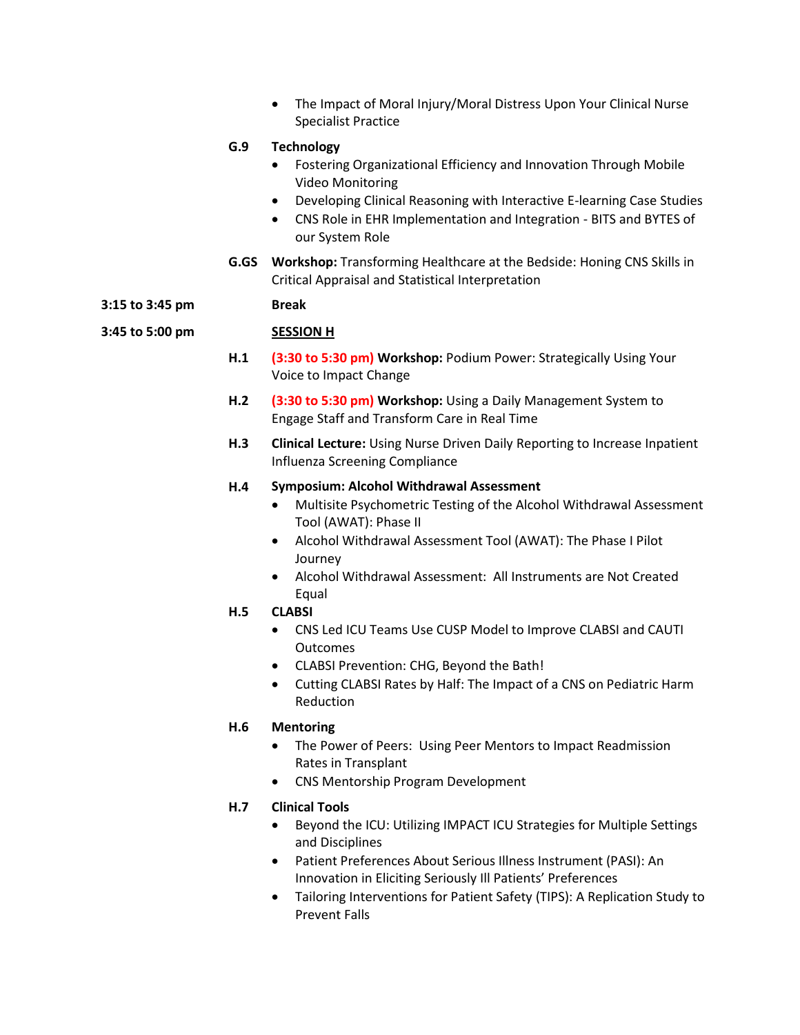- The Impact of Moral Injury/Moral Distress Upon Your Clinical Nurse Specialist Practice

**G.9 Technology**

- Fostering Organizational Efficiency and Innovation Through Mobile Video Monitoring
- Developing Clinical Reasoning with Interactive E-learning Case Studies
- CNS Role in EHR Implementation and Integration - BITS and BYTES of our System Role

**G.GS Workshop:** Transforming Healthcare at the Bedside: Honing CNS Skills in Critical Appraisal and Statistical Interpretation

**3:15 to 3:45 pm** **Break**

**3:45 to 5:00 pm** **SESSION H**

**H.1** **(3:30 to 5:30 pm) Workshop:** Podium Power: Strategically Using Your Voice to Impact Change

**H.2** **(3:30 to 5:30 pm) Workshop:** Using a Daily Management System to Engage Staff and Transform Care in Real Time

**H.3** **Clinical Lecture:** Using Nurse Driven Daily Reporting to Increase Inpatient Influenza Screening Compliance

**H.4 Symposium: Alcohol Withdrawal Assessment**

- Multisite Psychometric Testing of the Alcohol Withdrawal Assessment Tool (AWAT): Phase II
- Alcohol Withdrawal Assessment Tool (AWAT): The Phase I Pilot Journey
- Alcohol Withdrawal Assessment: All Instruments are Not Created Equal

**H.5 CLABSI**

- CNS Led ICU Teams Use CUSP Model to Improve CLABSI and CAUTI Outcomes
- CLABSI Prevention: CHG, Beyond the Bath!
- Cutting CLABSI Rates by Half: The Impact of a CNS on Pediatric Harm Reduction

**H.6 Mentoring**

- The Power of Peers: Using Peer Mentors to Impact Readmission Rates in Transplant
- CNS Mentorship Program Development

**H.7 Clinical Tools**

- Beyond the ICU: Utilizing IMPACT ICU Strategies for Multiple Settings and Disciplines
- Patient Preferences About Serious Illness Instrument (PASI): An Innovation in Eliciting Seriously Ill Patients' Preferences
- Tailoring Interventions for Patient Safety (TIPS): A Replication Study to Prevent Falls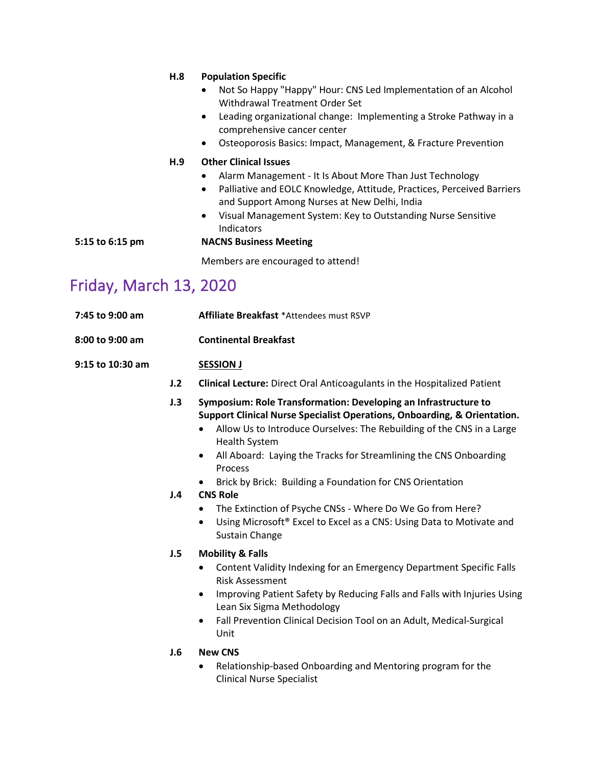**H.8 Population Specific**

- Not So Happy "Happy" Hour: CNS Led Implementation of an Alcohol Withdrawal Treatment Order Set
- Leading organizational change: Implementing a Stroke Pathway in a comprehensive cancer center
- Osteoporosis Basics: Impact, Management, & Fracture Prevention

**H.9 Other Clinical Issues**

- Alarm Management - It Is About More Than Just Technology
- Palliative and EOLC Knowledge, Attitude, Practices, Perceived Barriers and Support Among Nurses at New Delhi, India
- Visual Management System: Key to Outstanding Nurse Sensitive Indicators

**5:15 to 6:15 pm** **NACNS Business Meeting**

Members are encouraged to attend!

## Friday, March 13, 2020

**7:45 to 9:00 am** **Affiliate Breakfast** *Attendees must RSVP

**8:00 to 9:00 am** **Continental Breakfast**

**9:15 to 10:30 am** **SESSION J**

**J.2 Clinical Lecture:** Direct Oral Anticoagulants in the Hospitalized Patient

**J.3 Symposium: Role Transformation: Developing an Infrastructure to Support Clinical Nurse Specialist Operations, Onboarding, & Orientation.**

- Allow Us to Introduce Ourselves: The Rebuilding of the CNS in a Large Health System
- All Aboard: Laying the Tracks for Streamlining the CNS Onboarding Process
- Brick by Brick: Building a Foundation for CNS Orientation

**J.4 CNS Role**

- The Extinction of Psyche CNSs - Where Do We Go from Here?
- Using Microsoft® Excel to Excel as a CNS: Using Data to Motivate and Sustain Change

**J.5 Mobility & Falls**

- Content Validity Indexing for an Emergency Department Specific Falls Risk Assessment
- Improving Patient Safety by Reducing Falls and Falls with Injuries Using Lean Six Sigma Methodology
- Fall Prevention Clinical Decision Tool on an Adult, Medical-Surgical Unit

**J.6 New CNS**

- Relationship-based Onboarding and Mentoring program for the Clinical Nurse Specialist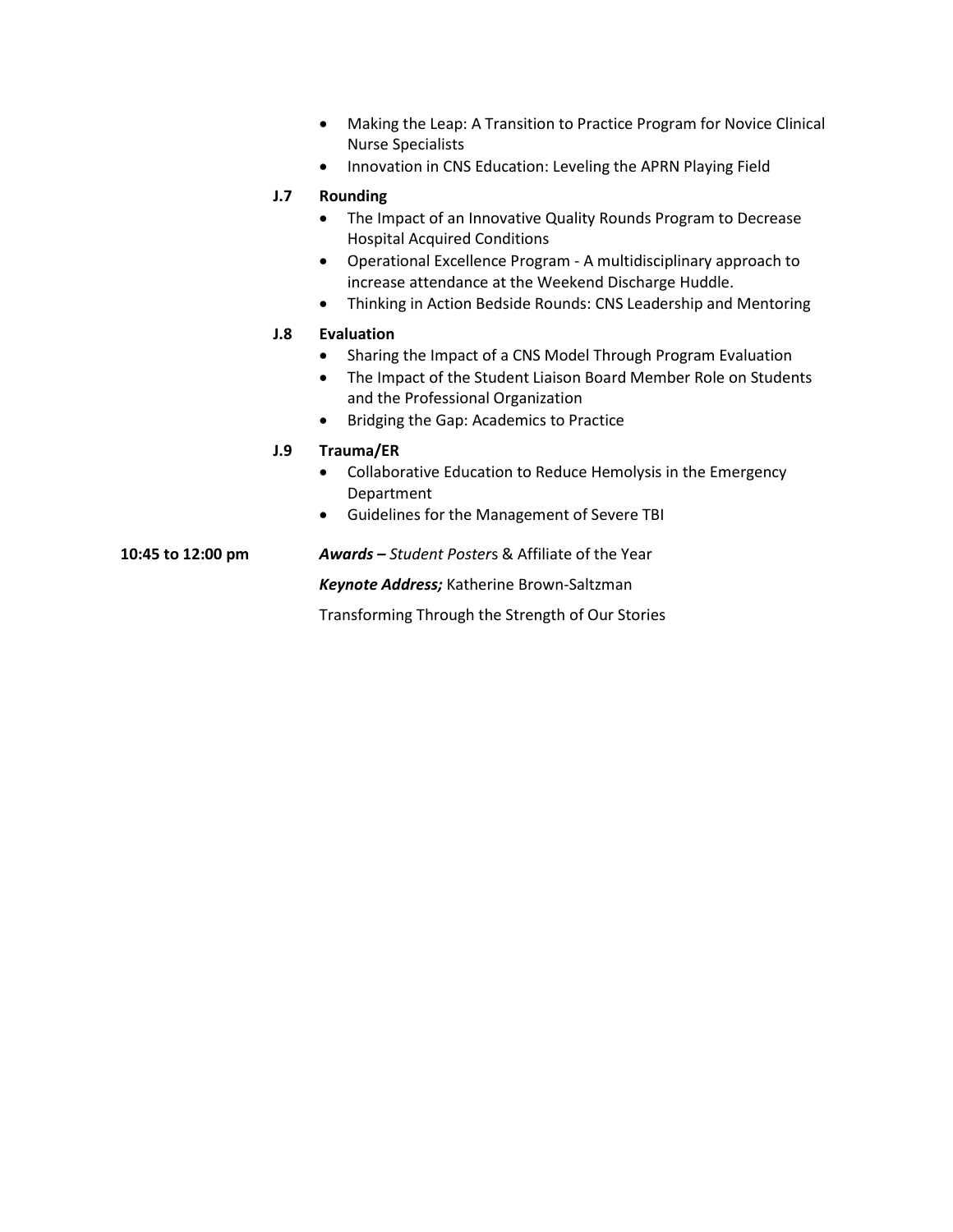- Making the Leap: A Transition to Practice Program for Novice Clinical Nurse Specialists
- Innovation in CNS Education: Leveling the APRN Playing Field

**J.7 Rounding**

- The Impact of an Innovative Quality Rounds Program to Decrease Hospital Acquired Conditions
- Operational Excellence Program - A multidisciplinary approach to increase attendance at the Weekend Discharge Huddle.
- Thinking in Action Bedside Rounds: CNS Leadership and Mentoring

**J.8 Evaluation**

- Sharing the Impact of a CNS Model Through Program Evaluation
- The Impact of the Student Liaison Board Member Role on Students and the Professional Organization
- Bridging the Gap: Academics to Practice

**J.9 Trauma/ER**

- Collaborative Education to Reduce Hemolysis in the Emergency Department
- Guidelines for the Management of Severe TBI

**10:45 to 12:00 pm** ***Awards –*** *Student Poster*s & Affiliate of the Year

***Keynote Address;*** Katherine Brown-Saltzman

Transforming Through the Strength of Our Stories